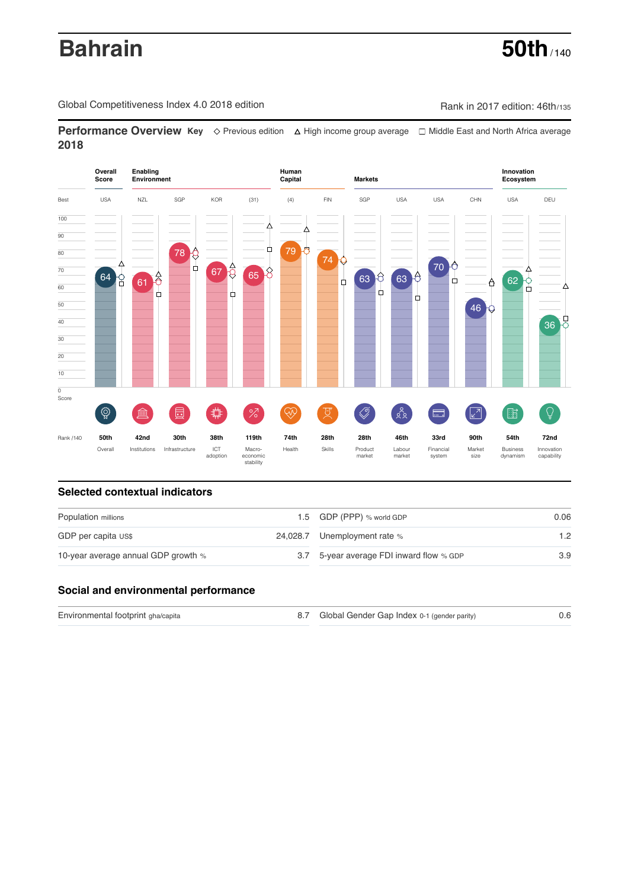# Bahrain

**50th** / 140

Global Competitiveness Index 4.0 2018 edition

Rank in 2017 edition: 46th/135

## Performance Overview 2018

Key: ◇ Previous edition △ High income group average □ Middle East and North Africa average

| | Overall Score | Enabling Environment | | | | Human Capital | | Markets | | | | Innovation Ecosystem | |
|---|---|---|---|---|---|---|---|---|---|---|---|---|---|
| Best | USA | NZL | SGP | KOR | (31) | (4) | FIN | SGP | USA | USA | CHN | USA | DEU |
| Score | 64 | 61 | 78 | 67 | 65 | 79 | 74 | 63 | 63 | 70 | 46 | 62 | 36 |
| Rank /140 | 50th | 42nd | 30th | 38th | 119th | 74th | 28th | 28th | 46th | 33rd | 90th | 54th | 72nd |
| | Overall | Institutions | Infrastructure | ICT adoption | Macro-economic stability | Health | Skills | Product market | Labour market | Financial system | Market size | Business dynamism | Innovation capability |

## Selected contextual indicators

| | | | |
|---|---|---|---|
| Population millions | 1.5 | GDP (PPP) % world GDP | 0.06 |
| GDP per capita US$ | 24,028.7 | Unemployment rate % | 1.2 |
| 10-year average annual GDP growth % | 3.7 | 5-year average FDI inward flow % GDP | 3.9 |

## Social and environmental performance

| | | | |
|---|---|---|---|
| Environmental footprint gha/capita | 8.7 | Global Gender Gap Index 0-1 (gender parity) | 0.6 |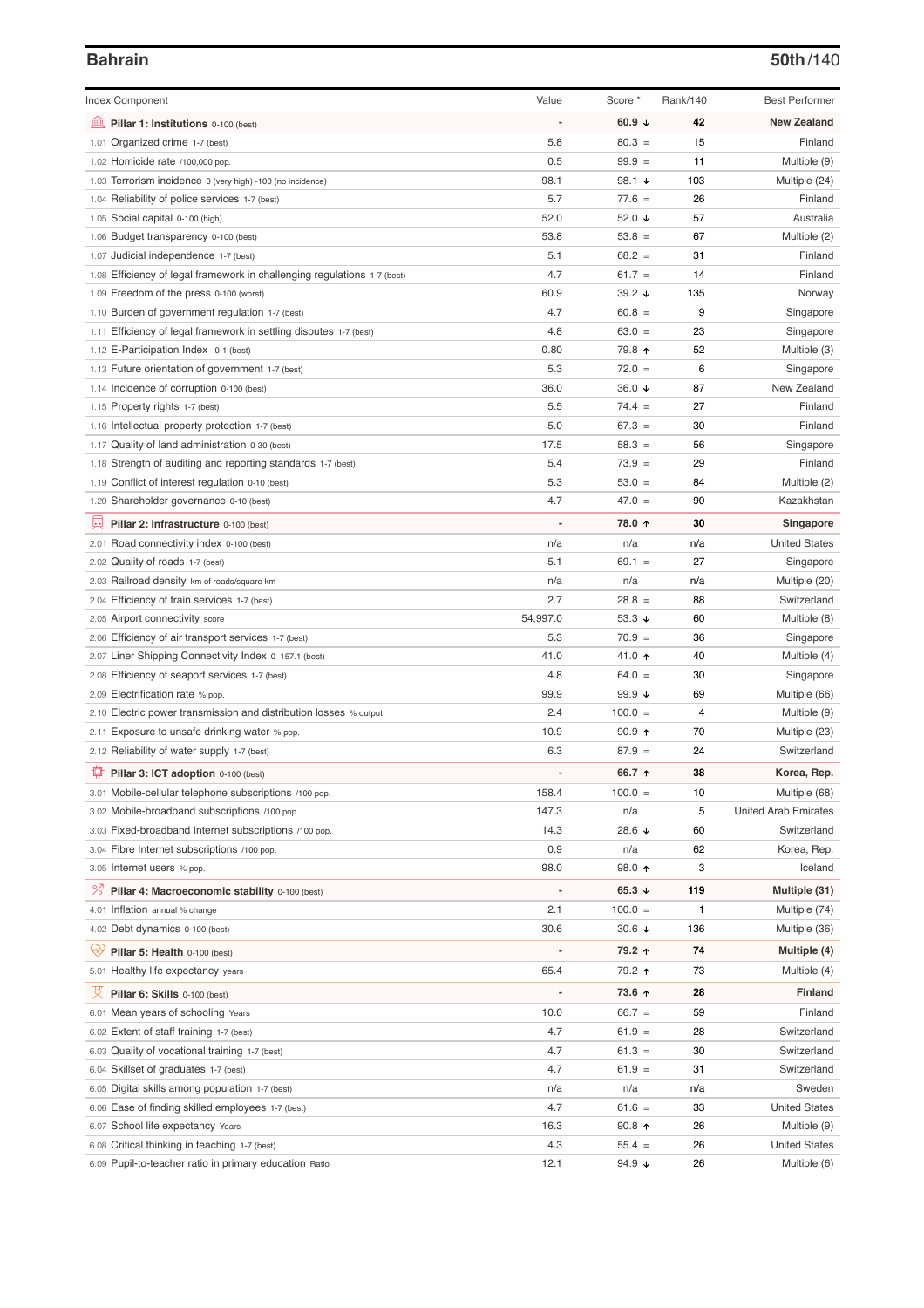## Bahrain

**50th**/140

| Index Component | Value | Score * | Rank/140 | Best Performer |
|---|---|---|---|---|
| **Pillar 1: Institutions** 0-100 (best) | - | **60.9 ↓** | **42** | **New Zealand** |
| 1.01 Organized crime 1-7 (best) | 5.8 | 80.3 = | 15 | Finland |
| 1.02 Homicide rate /100,000 pop. | 0.5 | 99.9 = | 11 | Multiple (9) |
| 1.03 Terrorism incidence 0 (very high) -100 (no incidence) | 98.1 | 98.1 ↓ | 103 | Multiple (24) |
| 1.04 Reliability of police services 1-7 (best) | 5.7 | 77.6 = | 26 | Finland |
| 1.05 Social capital 0-100 (high) | 52.0 | 52.0 ↓ | 57 | Australia |
| 1.06 Budget transparency 0-100 (best) | 53.8 | 53.8 = | 67 | Multiple (2) |
| 1.07 Judicial independence 1-7 (best) | 5.1 | 68.2 = | 31 | Finland |
| 1.08 Efficiency of legal framework in challenging regulations 1-7 (best) | 4.7 | 61.7 = | 14 | Finland |
| 1.09 Freedom of the press 0-100 (worst) | 60.9 | 39.2 ↓ | 135 | Norway |
| 1.10 Burden of government regulation 1-7 (best) | 4.7 | 60.8 = | 9 | Singapore |
| 1.11 Efficiency of legal framework in settling disputes 1-7 (best) | 4.8 | 63.0 = | 23 | Singapore |
| 1.12 E-Participation Index 0-1 (best) | 0.80 | 79.8 ↑ | 52 | Multiple (3) |
| 1.13 Future orientation of government 1-7 (best) | 5.3 | 72.0 = | 6 | Singapore |
| 1.14 Incidence of corruption 0-100 (best) | 36.0 | 36.0 ↓ | 87 | New Zealand |
| 1.15 Property rights 1-7 (best) | 5.5 | 74.4 = | 27 | Finland |
| 1.16 Intellectual property protection 1-7 (best) | 5.0 | 67.3 = | 30 | Finland |
| 1.17 Quality of land administration 0-30 (best) | 17.5 | 58.3 = | 56 | Singapore |
| 1.18 Strength of auditing and reporting standards 1-7 (best) | 5.4 | 73.9 = | 29 | Finland |
| 1.19 Conflict of interest regulation 0-10 (best) | 5.3 | 53.0 = | 84 | Multiple (2) |
| 1.20 Shareholder governance 0-10 (best) | 4.7 | 47.0 = | 90 | Kazakhstan |
| **Pillar 2: Infrastructure** 0-100 (best) | - | **78.0 ↑** | **30** | **Singapore** |
| 2.01 Road connectivity index 0-100 (best) | n/a | n/a | n/a | United States |
| 2.02 Quality of roads 1-7 (best) | 5.1 | 69.1 = | 27 | Singapore |
| 2.03 Railroad density km of roads/square km | n/a | n/a | n/a | Multiple (20) |
| 2.04 Efficiency of train services 1-7 (best) | 2.7 | 28.8 = | 88 | Switzerland |
| 2.05 Airport connectivity score | 54,997.0 | 53.3 ↓ | 60 | Multiple (8) |
| 2.06 Efficiency of air transport services 1-7 (best) | 5.3 | 70.9 = | 36 | Singapore |
| 2.07 Liner Shipping Connectivity Index 0–157.1 (best) | 41.0 | 41.0 ↑ | 40 | Multiple (4) |
| 2.08 Efficiency of seaport services 1-7 (best) | 4.8 | 64.0 = | 30 | Singapore |
| 2.09 Electrification rate % pop. | 99.9 | 99.9 ↓ | 69 | Multiple (66) |
| 2.10 Electric power transmission and distribution losses % output | 2.4 | 100.0 = | 4 | Multiple (9) |
| 2.11 Exposure to unsafe drinking water % pop. | 10.9 | 90.9 ↑ | 70 | Multiple (23) |
| 2.12 Reliability of water supply 1-7 (best) | 6.3 | 87.9 = | 24 | Switzerland |
| **Pillar 3: ICT adoption** 0-100 (best) | - | **66.7 ↑** | **38** | **Korea, Rep.** |
| 3.01 Mobile-cellular telephone subscriptions /100 pop. | 158.4 | 100.0 = | 10 | Multiple (68) |
| 3.02 Mobile-broadband subscriptions /100 pop. | 147.3 | n/a | 5 | United Arab Emirates |
| 3.03 Fixed-broadband Internet subscriptions /100 pop. | 14.3 | 28.6 ↓ | 60 | Switzerland |
| 3.04 Fibre Internet subscriptions /100 pop. | 0.9 | n/a | 62 | Korea, Rep. |
| 3.05 Internet users % pop. | 98.0 | 98.0 ↑ | 3 | Iceland |
| **Pillar 4: Macroeconomic stability** 0-100 (best) | - | **65.3 ↓** | **119** | **Multiple (31)** |
| 4.01 Inflation annual % change | 2.1 | 100.0 = | 1 | Multiple (74) |
| 4.02 Debt dynamics 0-100 (best) | 30.6 | 30.6 ↓ | 136 | Multiple (36) |
| **Pillar 5: Health** 0-100 (best) | - | **79.2 ↑** | **74** | **Multiple (4)** |
| 5.01 Healthy life expectancy years | 65.4 | 79.2 ↑ | 73 | Multiple (4) |
| **Pillar 6: Skills** 0-100 (best) | - | **73.6 ↑** | **28** | **Finland** |
| 6.01 Mean years of schooling Years | 10.0 | 66.7 = | 59 | Finland |
| 6.02 Extent of staff training 1-7 (best) | 4.7 | 61.9 = | 28 | Switzerland |
| 6.03 Quality of vocational training 1-7 (best) | 4.7 | 61.3 = | 30 | Switzerland |
| 6.04 Skillset of graduates 1-7 (best) | 4.7 | 61.9 = | 31 | Switzerland |
| 6.05 Digital skills among population 1-7 (best) | n/a | n/a | n/a | Sweden |
| 6.06 Ease of finding skilled employees 1-7 (best) | 4.7 | 61.6 = | 33 | United States |
| 6.07 School life expectancy Years | 16.3 | 90.8 ↑ | 26 | Multiple (9) |
| 6.08 Critical thinking in teaching 1-7 (best) | 4.3 | 55.4 = | 26 | United States |
| 6.09 Pupil-to-teacher ratio in primary education Ratio | 12.1 | 94.9 ↓ | 26 | Multiple (6) |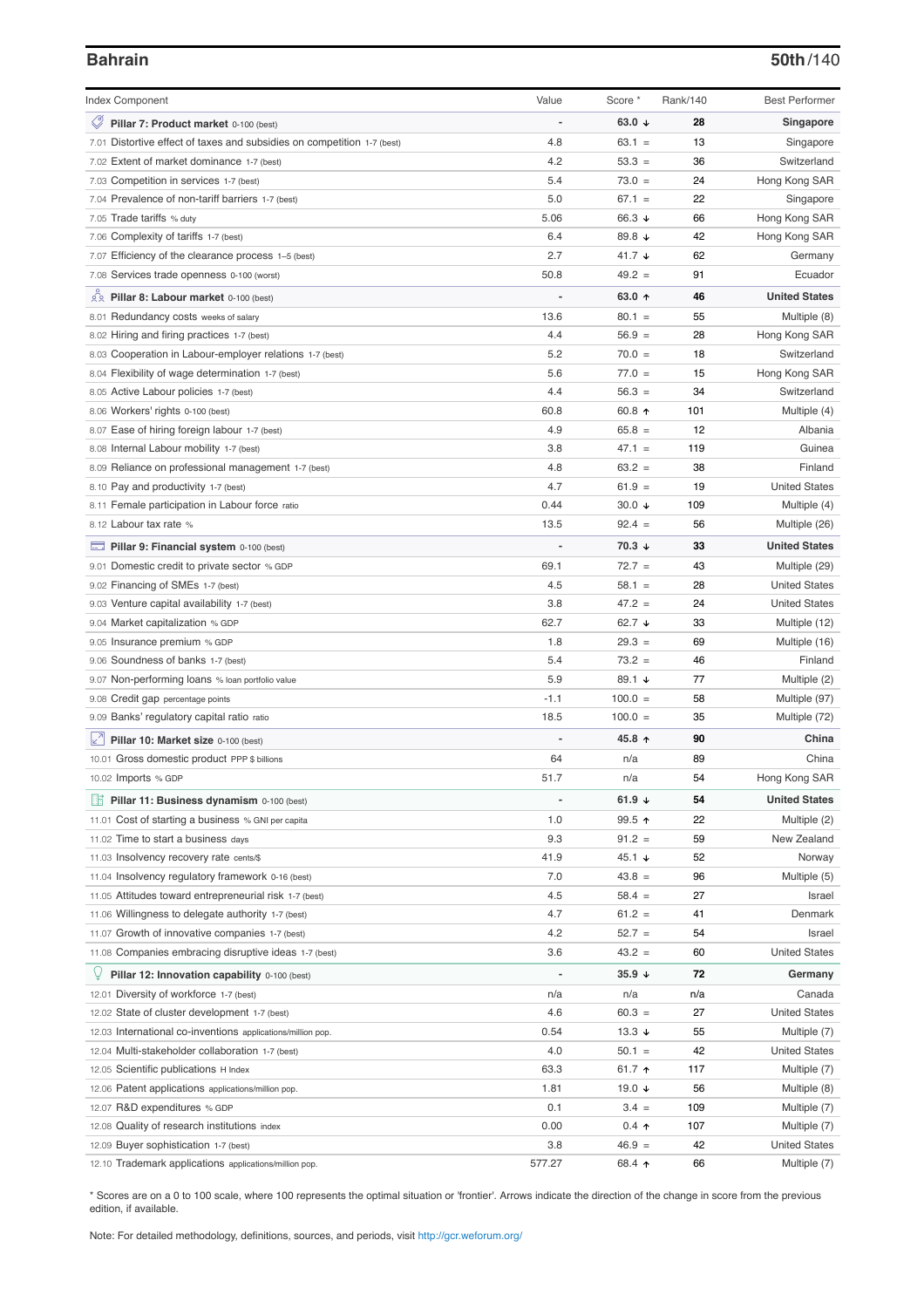## Bahrain

**50th**/140

| Index Component | Value | Score * | Rank/140 | Best Performer |
|---|---|---|---|---|
| **Pillar 7: Product market** 0-100 (best) | - | **63.0 ↓** | **28** | **Singapore** |
| 7.01 Distortive effect of taxes and subsidies on competition 1-7 (best) | 4.8 | 63.1 = | 13 | Singapore |
| 7.02 Extent of market dominance 1-7 (best) | 4.2 | 53.3 = | 36 | Switzerland |
| 7.03 Competition in services 1-7 (best) | 5.4 | 73.0 = | 24 | Hong Kong SAR |
| 7.04 Prevalence of non-tariff barriers 1-7 (best) | 5.0 | 67.1 = | 22 | Singapore |
| 7.05 Trade tariffs % duty | 5.06 | 66.3 ↓ | 66 | Hong Kong SAR |
| 7.06 Complexity of tariffs 1-7 (best) | 6.4 | 89.8 ↓ | 42 | Hong Kong SAR |
| 7.07 Efficiency of the clearance process 1–5 (best) | 2.7 | 41.7 ↓ | 62 | Germany |
| 7.08 Services trade openness 0-100 (worst) | 50.8 | 49.2 = | 91 | Ecuador |
| **Pillar 8: Labour market** 0-100 (best) | - | **63.0 ↑** | **46** | **United States** |
| 8.01 Redundancy costs weeks of salary | 13.6 | 80.1 = | 55 | Multiple (8) |
| 8.02 Hiring and firing practices 1-7 (best) | 4.4 | 56.9 = | 28 | Hong Kong SAR |
| 8.03 Cooperation in Labour-employer relations 1-7 (best) | 5.2 | 70.0 = | 18 | Switzerland |
| 8.04 Flexibility of wage determination 1-7 (best) | 5.6 | 77.0 = | 15 | Hong Kong SAR |
| 8.05 Active Labour policies 1-7 (best) | 4.4 | 56.3 = | 34 | Switzerland |
| 8.06 Workers' rights 0-100 (best) | 60.8 | 60.8 ↑ | 101 | Multiple (4) |
| 8.07 Ease of hiring foreign labour 1-7 (best) | 4.9 | 65.8 = | 12 | Albania |
| 8.08 Internal Labour mobility 1-7 (best) | 3.8 | 47.1 = | 119 | Guinea |
| 8.09 Reliance on professional management 1-7 (best) | 4.8 | 63.2 = | 38 | Finland |
| 8.10 Pay and productivity 1-7 (best) | 4.7 | 61.9 = | 19 | United States |
| 8.11 Female participation in Labour force ratio | 0.44 | 30.0 ↓ | 109 | Multiple (4) |
| 8.12 Labour tax rate % | 13.5 | 92.4 = | 56 | Multiple (26) |
| **Pillar 9: Financial system** 0-100 (best) | - | **70.3 ↓** | **33** | **United States** |
| 9.01 Domestic credit to private sector % GDP | 69.1 | 72.7 = | 43 | Multiple (29) |
| 9.02 Financing of SMEs 1-7 (best) | 4.5 | 58.1 = | 28 | United States |
| 9.03 Venture capital availability 1-7 (best) | 3.8 | 47.2 = | 24 | United States |
| 9.04 Market capitalization % GDP | 62.7 | 62.7 ↓ | 33 | Multiple (12) |
| 9.05 Insurance premium % GDP | 1.8 | 29.3 = | 69 | Multiple (16) |
| 9.06 Soundness of banks 1-7 (best) | 5.4 | 73.2 = | 46 | Finland |
| 9.07 Non-performing loans % loan portfolio value | 5.9 | 89.1 ↓ | 77 | Multiple (2) |
| 9.08 Credit gap percentage points | -1.1 | 100.0 = | 58 | Multiple (97) |
| 9.09 Banks' regulatory capital ratio ratio | 18.5 | 100.0 = | 35 | Multiple (72) |
| **Pillar 10: Market size** 0-100 (best) | - | **45.8 ↑** | **90** | **China** |
| 10.01 Gross domestic product PPP $ billions | 64 | n/a | 89 | China |
| 10.02 Imports % GDP | 51.7 | n/a | 54 | Hong Kong SAR |
| **Pillar 11: Business dynamism** 0-100 (best) | - | **61.9 ↓** | **54** | **United States** |
| 11.01 Cost of starting a business % GNI per capita | 1.0 | 99.5 ↑ | 22 | Multiple (2) |
| 11.02 Time to start a business days | 9.3 | 91.2 = | 59 | New Zealand |
| 11.03 Insolvency recovery rate cents/$ | 41.9 | 45.1 ↓ | 52 | Norway |
| 11.04 Insolvency regulatory framework 0-16 (best) | 7.0 | 43.8 = | 96 | Multiple (5) |
| 11.05 Attitudes toward entrepreneurial risk 1-7 (best) | 4.5 | 58.4 = | 27 | Israel |
| 11.06 Willingness to delegate authority 1-7 (best) | 4.7 | 61.2 = | 41 | Denmark |
| 11.07 Growth of innovative companies 1-7 (best) | 4.2 | 52.7 = | 54 | Israel |
| 11.08 Companies embracing disruptive ideas 1-7 (best) | 3.6 | 43.2 = | 60 | United States |
| **Pillar 12: Innovation capability** 0-100 (best) | - | **35.9 ↓** | **72** | **Germany** |
| 12.01 Diversity of workforce 1-7 (best) | n/a | n/a | n/a | Canada |
| 12.02 State of cluster development 1-7 (best) | 4.6 | 60.3 = | 27 | United States |
| 12.03 International co-inventions applications/million pop. | 0.54 | 13.3 ↓ | 55 | Multiple (7) |
| 12.04 Multi-stakeholder collaboration 1-7 (best) | 4.0 | 50.1 = | 42 | United States |
| 12.05 Scientific publications H Index | 63.3 | 61.7 ↑ | 117 | Multiple (7) |
| 12.06 Patent applications applications/million pop. | 1.81 | 19.0 ↓ | 56 | Multiple (8) |
| 12.07 R&D expenditures % GDP | 0.1 | 3.4 = | 109 | Multiple (7) |
| 12.08 Quality of research institutions index | 0.00 | 0.4 ↑ | 107 | Multiple (7) |
| 12.09 Buyer sophistication 1-7 (best) | 3.8 | 46.9 = | 42 | United States |
| 12.10 Trademark applications applications/million pop. | 577.27 | 68.4 ↑ | 66 | Multiple (7) |

* Scores are on a 0 to 100 scale, where 100 represents the optimal situation or 'frontier'. Arrows indicate the direction of the change in score from the previous edition, if available.

Note: For detailed methodology, definitions, sources, and periods, visit http://gcr.weforum.org/